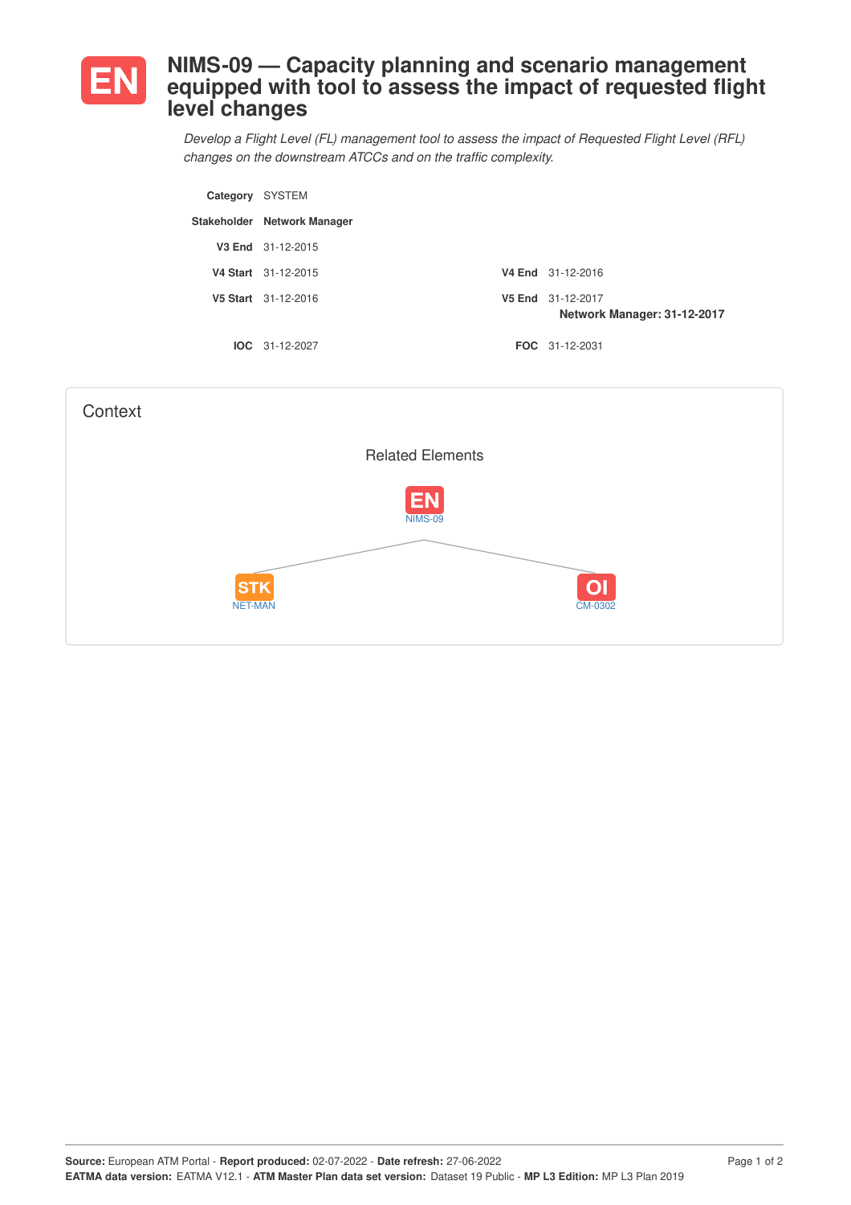# EN NIMS-09 — Capacity planning and scenario management equipped with tool to assess the impact of requested flight level changes

*Develop a Flight Level (FL) management tool to assess the impact of Requested Flight Level (RFL) changes on the downstream ATCCs and on the traffic complexity.*

| | | | |
|---|---|---|---|
| **Category** | SYSTEM | | |
| **Stakeholder** | **Network Manager** | | |
| **V3 End** | 31-12-2015 | | |
| **V4 Start** | 31-12-2015 | **V4 End** | 31-12-2016 |
| **V5 Start** | 31-12-2016 | **V5 End** | 31-12-2017 **Network Manager: 31-12-2017** |
| **IOC** | 31-12-2027 | **FOC** | 31-12-2031 |

## Context

Related Elements

EN NIMS-09

STK NET-MAN

OI CM-0302

**Source:** European ATM Portal - **Report produced:** 02-07-2022 - **Date refresh:** 27-06-2022
**EATMA data version:** EATMA V12.1 - **ATM Master Plan data set version:** Dataset 19 Public - **MP L3 Edition:** MP L3 Plan 2019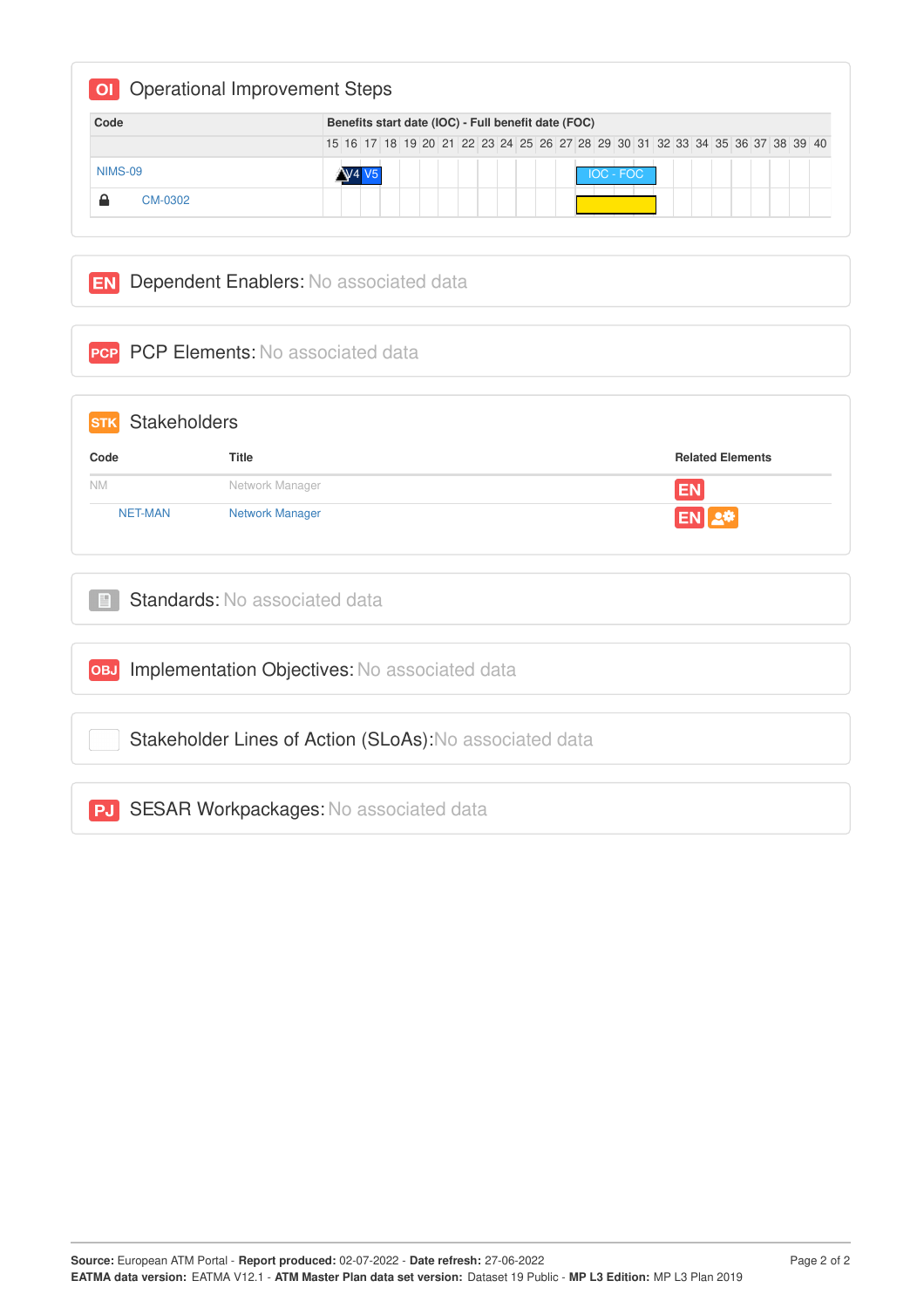## OI Operational Improvement Steps

| Code | Benefits start date (IOC) - Full benefit date (FOC) |
|---|---|
| | 15 16 17 18 19 20 21 22 23 24 25 26 27 28 29 30 31 32 33 34 35 36 37 38 39 40 |
| NIMS-09 | V4 V5 IOC - FOC |
| CM-0302 | |

## EN Dependent Enablers: No associated data

## PCP PCP Elements: No associated data

## STK Stakeholders

| Code | Title | Related Elements |
|---|---|---|
| NM | Network Manager | EN |
| NET-MAN | Network Manager | EN |

## Standards: No associated data

## OBJ Implementation Objectives: No associated data

## Stakeholder Lines of Action (SLoAs): No associated data

## PJ SESAR Workpackages: No associated data

**Source:** European ATM Portal - **Report produced:** 02-07-2022 - **Date refresh:** 27-06-2022
**EATMA data version:** EATMA V12.1 - **ATM Master Plan data set version:** Dataset 19 Public - **MP L3 Edition:** MP L3 Plan 2019